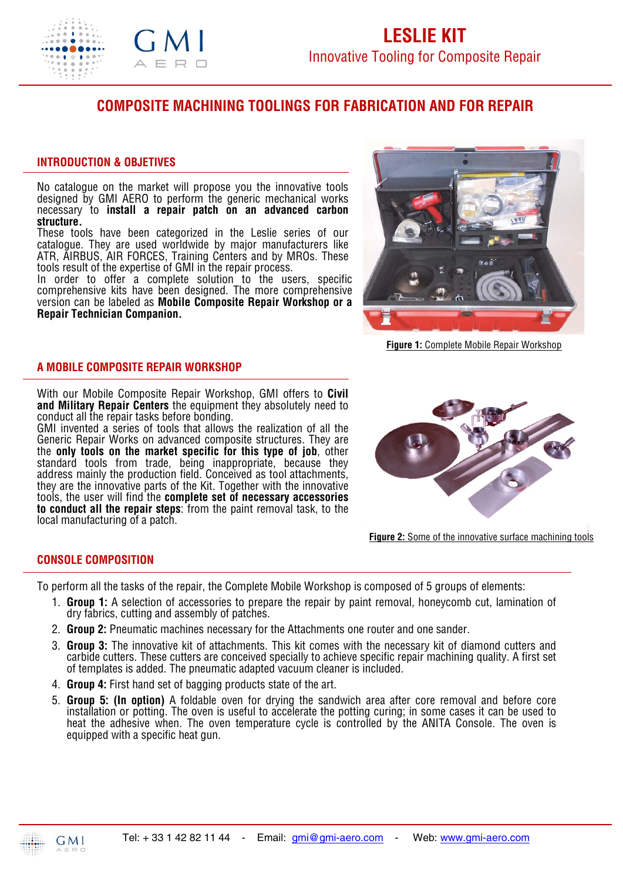# LESLIE KIT

Innovative Tooling for Composite Repair

## COMPOSITE MACHINING TOOLINGS FOR FABRICATION AND FOR REPAIR

### INTRODUCTION & OBJECTIVES

No catalogue on the market will propose you the innovative tools designed by GMI AERO to perform the generic mechanical works necessary to **install a repair patch on an advanced carbon structure.**

These tools have been categorized in the Leslie series of our catalogue. They are used worldwide by major manufacturers like ATR, AIRBUS, AIR FORCES, Training Centers and by MROs. These tools result of the expertise of GMI in the repair process.

In order to offer a complete solution to the users, specific comprehensive kits have been designed. The more comprehensive version can be labeled as **Mobile Composite Repair Workshop or a Repair Technician Companion.**

**Figure 1:** Complete Mobile Repair Workshop

### A MOBILE COMPOSITE REPAIR WORKSHOP

With our Mobile Composite Repair Workshop, GMI offers to **Civil and Military Repair Centers** the equipment they absolutely need to conduct all the repair tasks before bonding.

GMI invented a series of tools that allows the realization of all the Generic Repair Works on advanced composite structures. They are the **only tools on the market specific for this type of job**, other standard tools from trade, being inappropriate, because they address mainly the production field. Conceived as tool attachments, they are the innovative parts of the Kit. Together with the innovative tools, the user will find the **complete set of necessary accessories to conduct all the repair steps**: from the paint removal task, to the local manufacturing of a patch.

**Figure 2:** Some of the innovative surface machining tools

### CONSOLE COMPOSITION

To perform all the tasks of the repair, the Complete Mobile Workshop is composed of 5 groups of elements:

1. **Group 1:** A selection of accessories to prepare the repair by paint removal, honeycomb cut, lamination of dry fabrics, cutting and assembly of patches.
2. **Group 2:** Pneumatic machines necessary for the Attachments one router and one sander.
3. **Group 3:** The innovative kit of attachments. This kit comes with the necessary kit of diamond cutters and carbide cutters. These cutters are conceived specially to achieve specific repair machining quality. A first set of templates is added. The pneumatic adapted vacuum cleaner is included.
4. **Group 4:** First hand set of bagging products state of the art.
5. **Group 5: (In option)** A foldable oven for drying the sandwich area after core removal and before core installation or potting. The oven is useful to accelerate the potting curing; in some cases it can be used to heat the adhesive when. The oven temperature cycle is controlled by the ANITA Console. The oven is equipped with a specific heat gun.

Tel: + 33 1 42 82 11 44 - Email: gmi@gmi-aero.com - Web: www.gmi-aero.com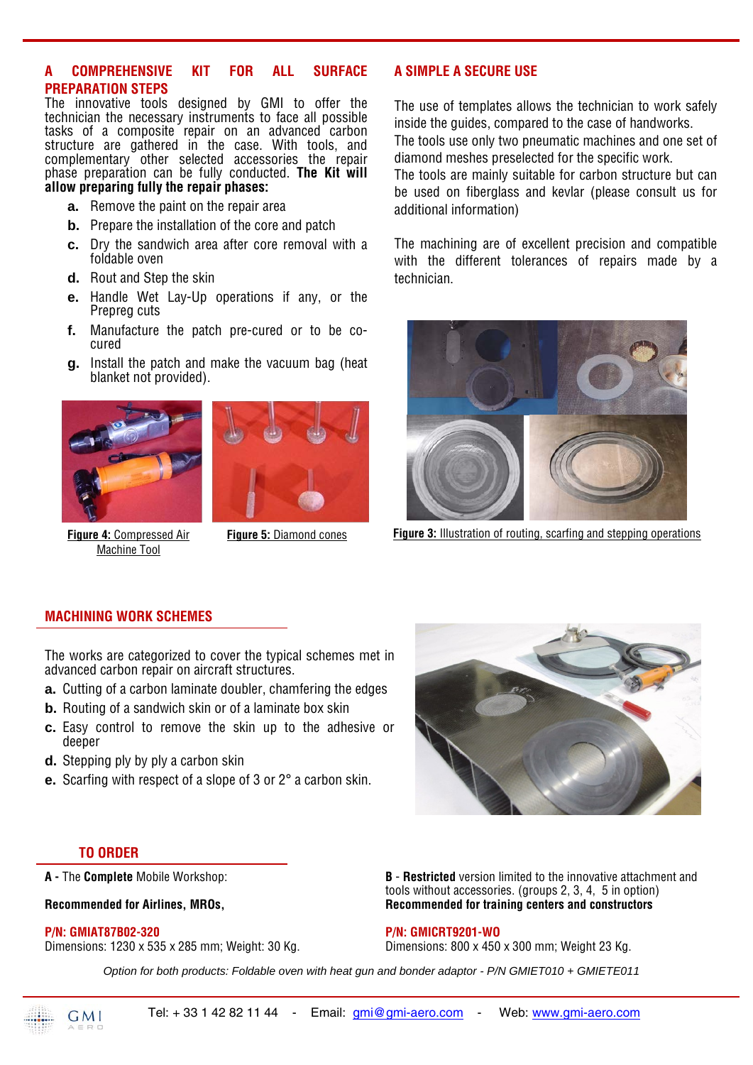## A COMPREHENSIVE KIT FOR ALL SURFACE PREPARATION STEPS

The innovative tools designed by GMI to offer the technician the necessary instruments to face all possible tasks of a composite repair on an advanced carbon structure are gathered in the case. With tools, and complementary other selected accessories the repair phase preparation can be fully conducted. **The Kit will allow preparing fully the repair phases:**

- **a.** Remove the paint on the repair area
- **b.** Prepare the installation of the core and patch
- **c.** Dry the sandwich area after core removal with a foldable oven
- **d.** Rout and Step the skin
- **e.** Handle Wet Lay-Up operations if any, or the Prepreg cuts
- **f.** Manufacture the patch pre-cured or to be co-cured
- **g.** Install the patch and make the vacuum bag (heat blanket not provided).

**Figure 4:** Compressed Air Machine Tool

**Figure 5:** Diamond cones

## A SIMPLE A SECURE USE

The use of templates allows the technician to work safely inside the guides, compared to the case of handworks.
The tools use only two pneumatic machines and one set of diamond meshes preselected for the specific work.
The tools are mainly suitable for carbon structure but can be used on fiberglass and kevlar (please consult us for additional information)

The machining are of excellent precision and compatible with the different tolerances of repairs made by a technician.

**Figure 3:** Illustration of routing, scarfing and stepping operations

## MACHINING WORK SCHEMES

The works are categorized to cover the typical schemes met in advanced carbon repair on aircraft structures.

- **a.** Cutting of a carbon laminate doubler, chamfering the edges
- **b.** Routing of a sandwich skin or of a laminate box skin
- **c.** Easy control to remove the skin up to the adhesive or deeper
- **d.** Stepping ply by ply a carbon skin
- **e.** Scarfing with respect of a slope of 3 or 2° a carbon skin.

## TO ORDER

**A -** The **Complete** Mobile Workshop:

**Recommended for Airlines, MROs,**

**P/N: GMIAT87B02-320**
Dimensions: 1230 x 535 x 285 mm; Weight: 30 Kg.

**B** - **Restricted** version limited to the innovative attachment and tools without accessories. (groups 2, 3, 4, 5 in option)
**Recommended for training centers and constructors**

**P/N: GMICRT9201-WO**
Dimensions: 800 x 450 x 300 mm; Weight 23 Kg.

*Option for both products: Foldable oven with heat gun and bonder adaptor - P/N GMIET010 + GMIETE011*

GMI AERO — Tel: + 33 1 42 82 11 44 - Email: gmi@gmi-aero.com - Web: www.gmi-aero.com